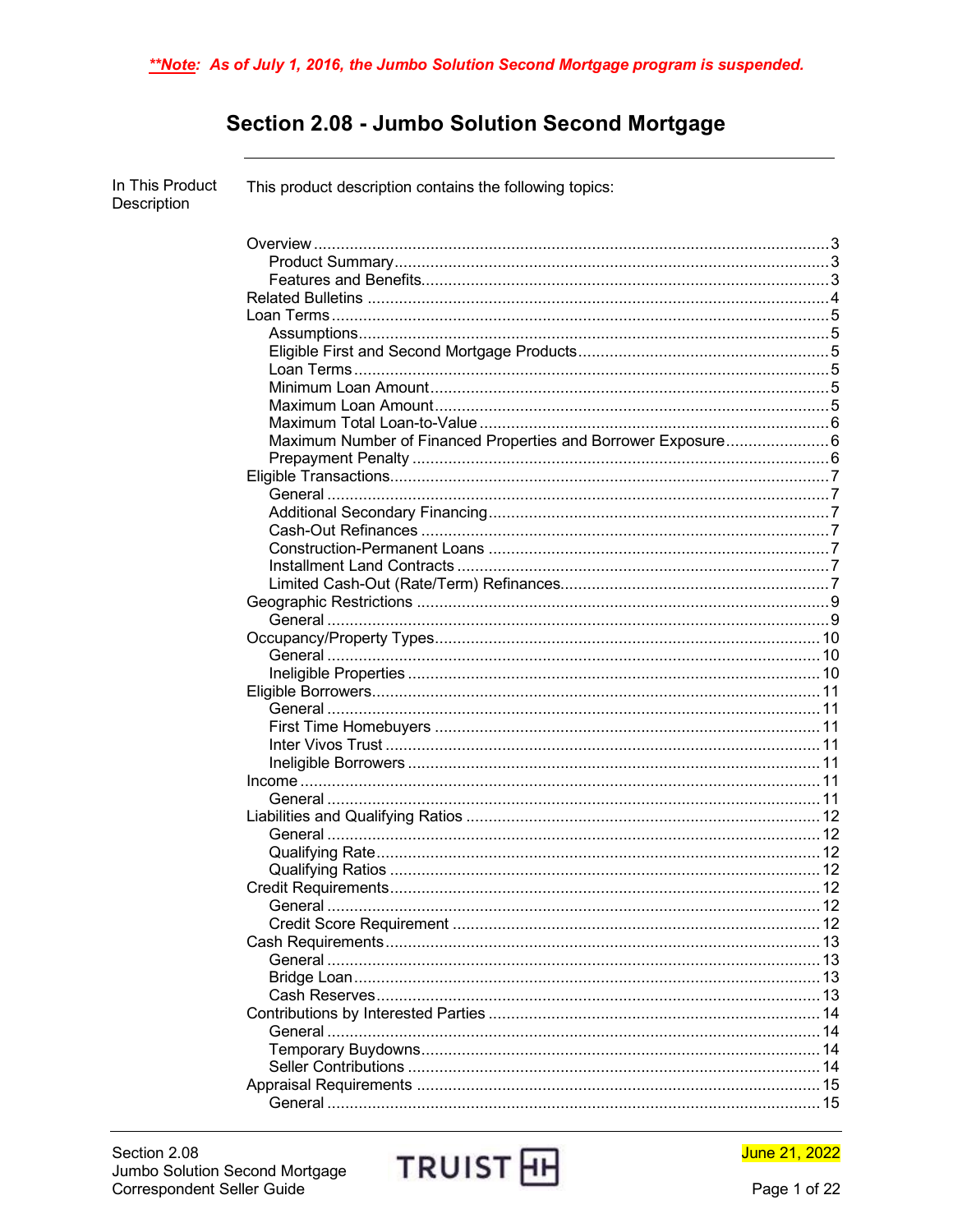***Note**: *As of July 1, 2016, the Jumbo Solution Second Mortgage program is suspended.***

# Section 2.08 - Jumbo Solution Second Mortgage

In This Product Description

This product description contains the following topics:

- Overview ... 3
  - Product Summary ... 3
  - Features and Benefits ... 3
- Related Bulletins ... 4
- Loan Terms ... 5
  - Assumptions ... 5
  - Eligible First and Second Mortgage Products ... 5
  - Loan Terms ... 5
  - Minimum Loan Amount ... 5
  - Maximum Loan Amount ... 5
  - Maximum Total Loan-to-Value ... 6
  - Maximum Number of Financed Properties and Borrower Exposure ... 6
  - Prepayment Penalty ... 6
- Eligible Transactions ... 7
  - General ... 7
  - Additional Secondary Financing ... 7
  - Cash-Out Refinances ... 7
  - Construction-Permanent Loans ... 7
  - Installment Land Contracts ... 7
  - Limited Cash-Out (Rate/Term) Refinances ... 7
- Geographic Restrictions ... 9
  - General ... 9
- Occupancy/Property Types ... 10
  - General ... 10
  - Ineligible Properties ... 10
- Eligible Borrowers ... 11
  - General ... 11
  - First Time Homebuyers ... 11
  - Inter Vivos Trust ... 11
  - Ineligible Borrowers ... 11
- Income ... 11
  - General ... 11
- Liabilities and Qualifying Ratios ... 12
  - General ... 12
  - Qualifying Rate ... 12
  - Qualifying Ratios ... 12
- Credit Requirements ... 12
  - General ... 12
  - Credit Score Requirement ... 12
- Cash Requirements ... 13
  - General ... 13
  - Bridge Loan ... 13
  - Cash Reserves ... 13
- Contributions by Interested Parties ... 14
  - General ... 14
  - Temporary Buydowns ... 14
  - Seller Contributions ... 14
- Appraisal Requirements ... 15
  - General ... 15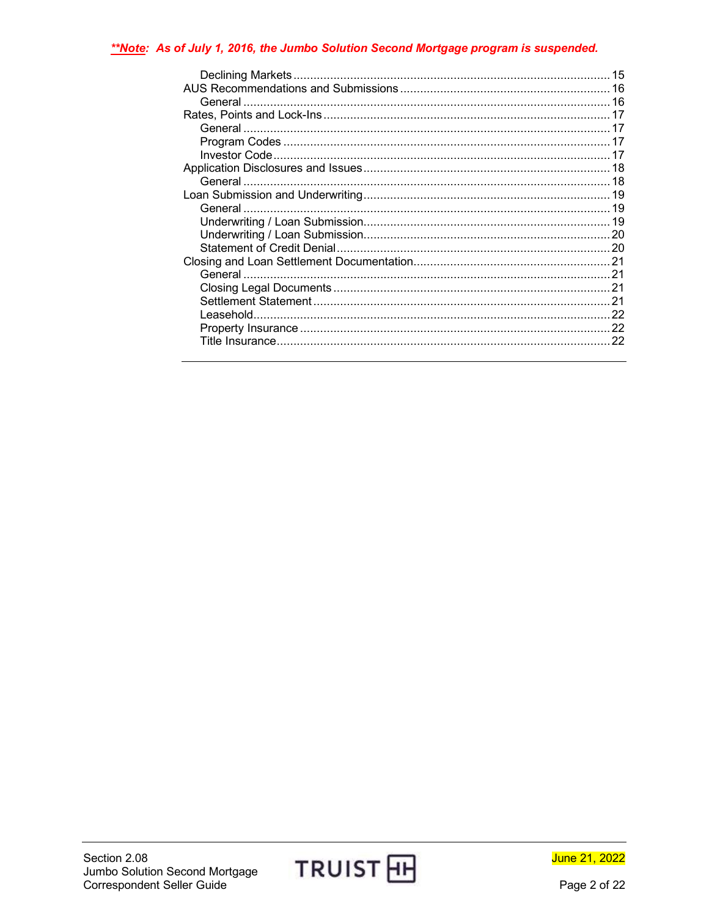***Note*: As of July 1, 2016, the Jumbo Solution Second Mortgage program is suspended.**

- Declining Markets ..... 15
- AUS Recommendations and Submissions ..... 16
  - General ..... 16
- Rates, Points and Lock-Ins ..... 17
  - General ..... 17
  - Program Codes ..... 17
  - Investor Code ..... 17
- Application Disclosures and Issues ..... 18
  - General ..... 18
- Loan Submission and Underwriting ..... 19
  - General ..... 19
  - Underwriting / Loan Submission ..... 19
  - Underwriting / Loan Submission ..... 20
  - Statement of Credit Denial ..... 20
- Closing and Loan Settlement Documentation ..... 21
  - General ..... 21
  - Closing Legal Documents ..... 21
  - Settlement Statement ..... 21
  - Leasehold ..... 22
  - Property Insurance ..... 22
  - Title Insurance ..... 22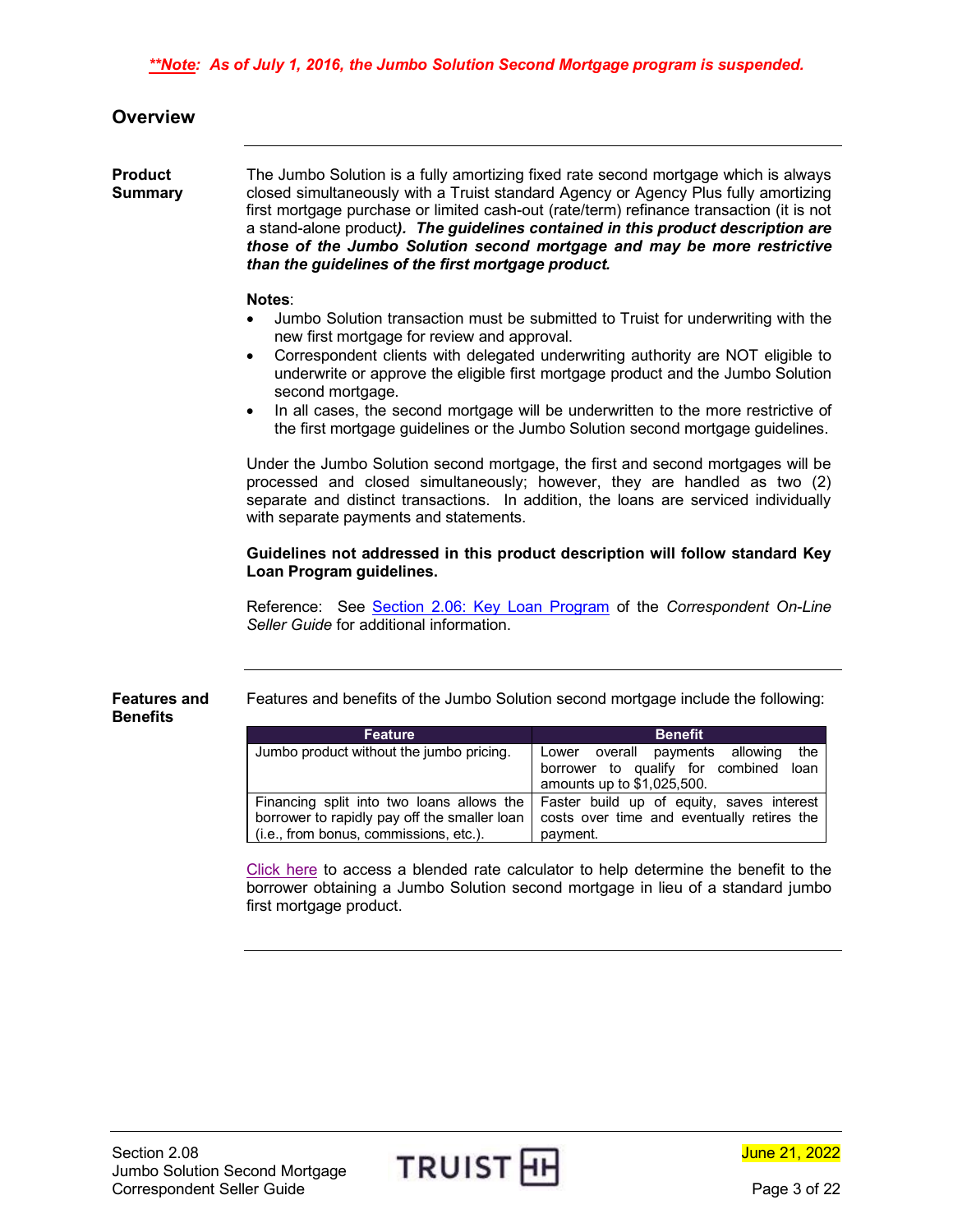***Note**: **As of July 1, 2016, the Jumbo Solution Second Mortgage program is suspended.***

## Overview

**Product Summary**

The Jumbo Solution is a fully amortizing fixed rate second mortgage which is always closed simultaneously with a Truist standard Agency or Agency Plus fully amortizing first mortgage purchase or limited cash-out (rate/term) refinance transaction (it is not a stand-alone product***). The guidelines contained in this product description are those of the Jumbo Solution second mortgage and may be more restrictive than the guidelines of the first mortgage product.***

**Notes**:

- Jumbo Solution transaction must be submitted to Truist for underwriting with the new first mortgage for review and approval.
- Correspondent clients with delegated underwriting authority are NOT eligible to underwrite or approve the eligible first mortgage product and the Jumbo Solution second mortgage.
- In all cases, the second mortgage will be underwritten to the more restrictive of the first mortgage guidelines or the Jumbo Solution second mortgage guidelines.

Under the Jumbo Solution second mortgage, the first and second mortgages will be processed and closed simultaneously; however, they are handled as two (2) separate and distinct transactions. In addition, the loans are serviced individually with separate payments and statements.

**Guidelines not addressed in this product description will follow standard Key Loan Program guidelines.**

Reference: See Section 2.06: Key Loan Program of the *Correspondent On-Line Seller Guide* for additional information.

**Features and Benefits**

Features and benefits of the Jumbo Solution second mortgage include the following:

| Feature | Benefit |
|---|---|
| Jumbo product without the jumbo pricing. | Lower overall payments allowing the borrower to qualify for combined loan amounts up to $1,025,500. |
| Financing split into two loans allows the borrower to rapidly pay off the smaller loan (i.e., from bonus, commissions, etc.). | Faster build up of equity, saves interest costs over time and eventually retires the payment. |

Click here to access a blended rate calculator to help determine the benefit to the borrower obtaining a Jumbo Solution second mortgage in lieu of a standard jumbo first mortgage product.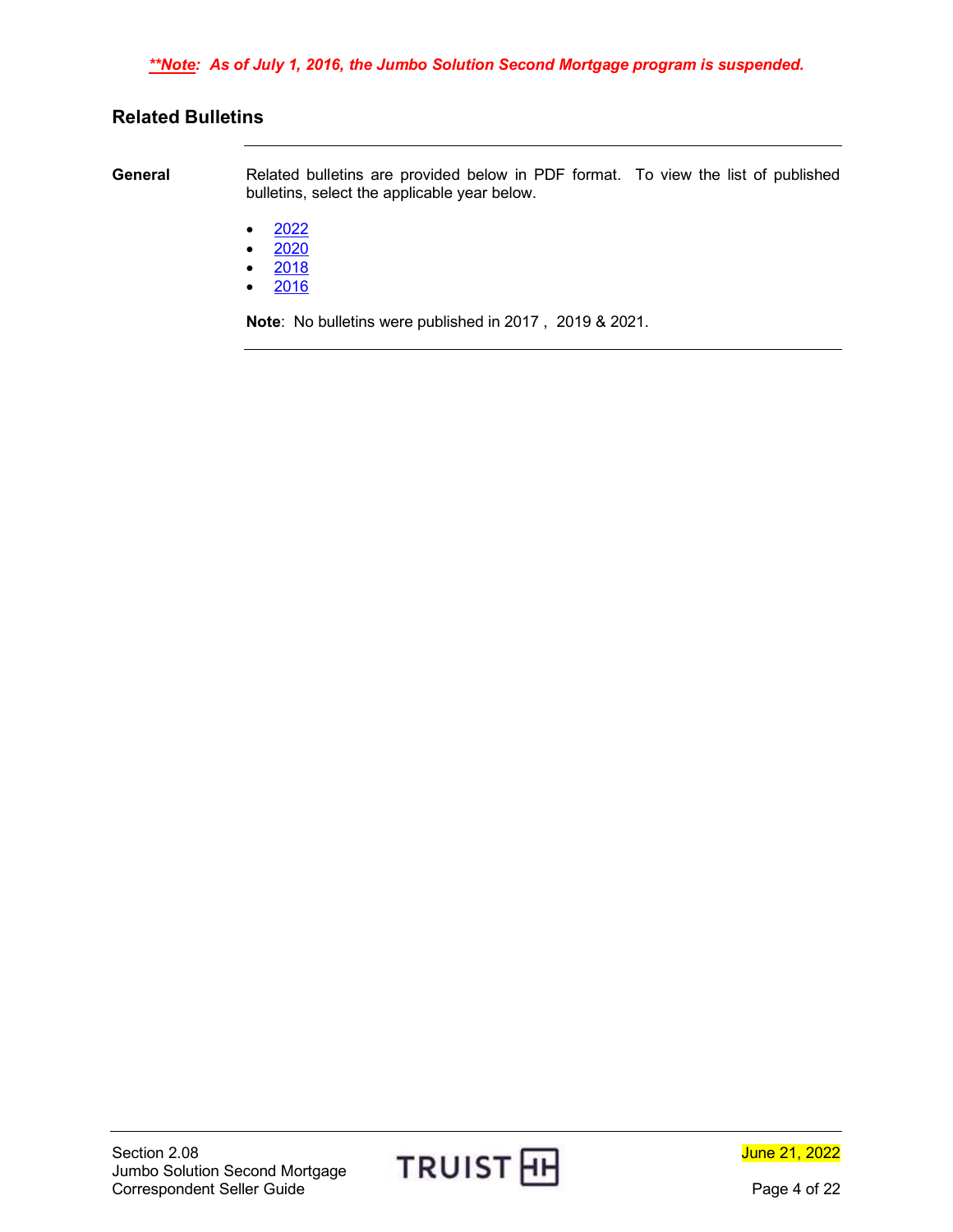***Note*: As of July 1, 2016, the Jumbo Solution Second Mortgage program is suspended.**

## Related Bulletins

**General**

Related bulletins are provided below in PDF format. To view the list of published bulletins, select the applicable year below.

- 2022
- 2020
- 2018
- 2016

**Note**: No bulletins were published in 2017 , 2019 & 2021.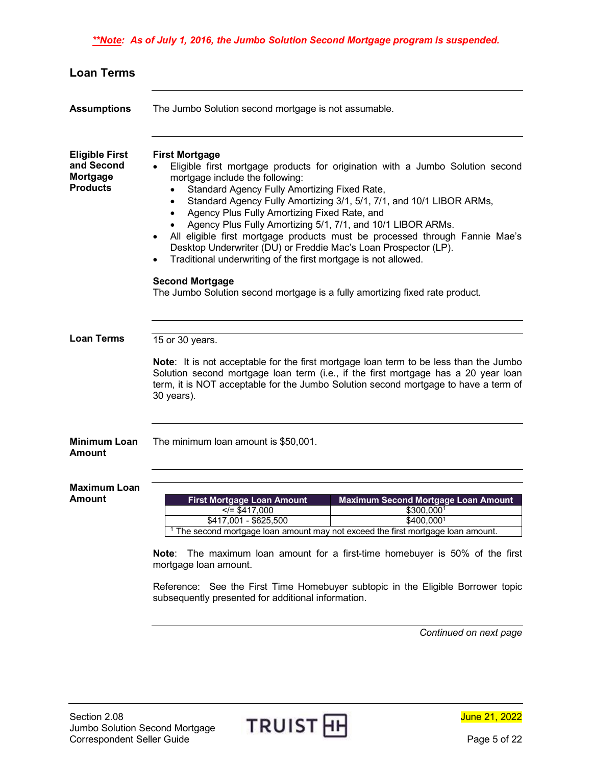***Note: As of July 1, 2016, the Jumbo Solution Second Mortgage program is suspended.***

## Loan Terms

**Assumptions**

The Jumbo Solution second mortgage is not assumable.

**Eligible First and Second Mortgage Products**

**First Mortgage**

- Eligible first mortgage products for origination with a Jumbo Solution second mortgage include the following:
  - Standard Agency Fully Amortizing Fixed Rate,
  - Standard Agency Fully Amortizing 3/1, 5/1, 7/1, and 10/1 LIBOR ARMs,
  - Agency Plus Fully Amortizing Fixed Rate, and
  - Agency Plus Fully Amortizing 5/1, 7/1, and 10/1 LIBOR ARMs.
- All eligible first mortgage products must be processed through Fannie Mae's Desktop Underwriter (DU) or Freddie Mac's Loan Prospector (LP).
- Traditional underwriting of the first mortgage is not allowed.

**Second Mortgage**

The Jumbo Solution second mortgage is a fully amortizing fixed rate product.

**Loan Terms**

15 or 30 years.

**Note**: It is not acceptable for the first mortgage loan term to be less than the Jumbo Solution second mortgage loan term (i.e., if the first mortgage has a 20 year loan term, it is NOT acceptable for the Jumbo Solution second mortgage to have a term of 30 years).

**Minimum Loan Amount**

The minimum loan amount is $50,001.

**Maximum Loan Amount**

| First Mortgage Loan Amount | Maximum Second Mortgage Loan Amount |
|---|---|
| </= $417,000 | $300,000[1] |
| $417,001 - $625,500 | $400,000[1] |

[1] The second mortgage loan amount may not exceed the first mortgage loan amount.

**Note**: The maximum loan amount for a first-time homebuyer is 50% of the first mortgage loan amount.

Reference: See the First Time Homebuyer subtopic in the Eligible Borrower topic subsequently presented for additional information.

*Continued on next page*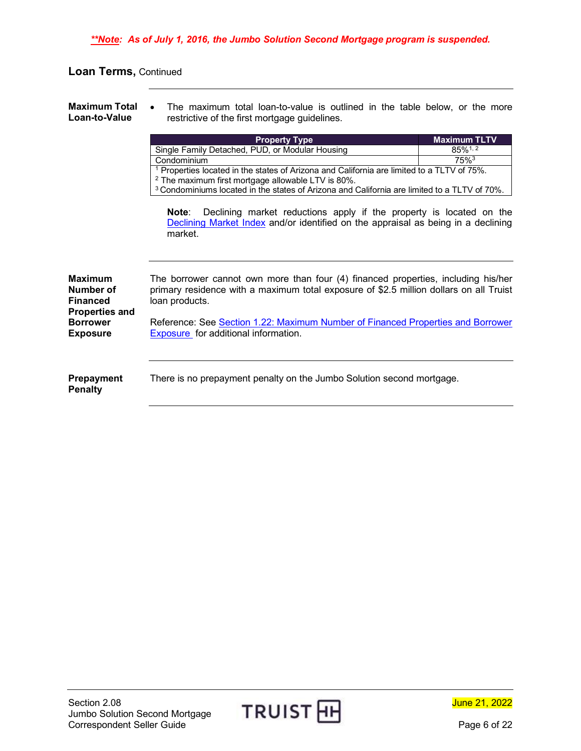***Note**: As of July 1, 2016, the Jumbo Solution Second Mortgage program is suspended.*

## Loan Terms, Continued

**Maximum Total Loan-to-Value**

- The maximum total loan-to-value is outlined in the table below, or the more restrictive of the first mortgage guidelines.

| Property Type | Maximum TLTV |
|---|---|
| Single Family Detached, PUD, or Modular Housing | 85%[1, 2] |
| Condominium | 75%[3] |

[1] Properties located in the states of Arizona and California are limited to a TLTV of 75%.
[2] The maximum first mortgage allowable LTV is 80%.
[3] Condominiums located in the states of Arizona and California are limited to a TLTV of 70%.

**Note**: Declining market reductions apply if the property is located on the Declining Market Index and/or identified on the appraisal as being in a declining market.

**Maximum Number of Financed Properties and Borrower Exposure**

The borrower cannot own more than four (4) financed properties, including his/her primary residence with a maximum total exposure of $2.5 million dollars on all Truist loan products.

Reference: See Section 1.22: Maximum Number of Financed Properties and Borrower Exposure for additional information.

**Prepayment Penalty**

There is no prepayment penalty on the Jumbo Solution second mortgage.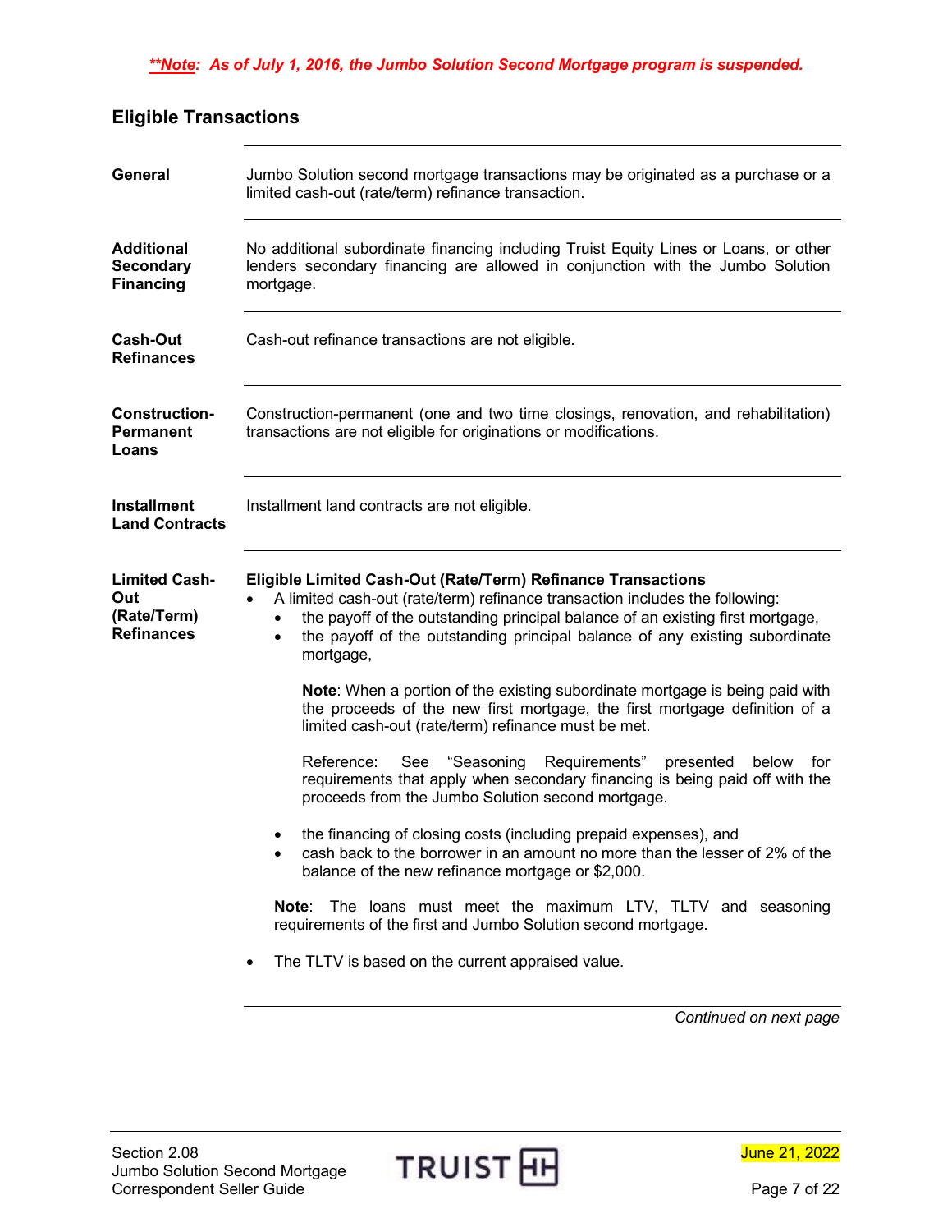***Note**: As of July 1, 2016, the Jumbo Solution Second Mortgage program is suspended.*

## Eligible Transactions

**General**

Jumbo Solution second mortgage transactions may be originated as a purchase or a limited cash-out (rate/term) refinance transaction.

**Additional Secondary Financing**

No additional subordinate financing including Truist Equity Lines or Loans, or other lenders secondary financing are allowed in conjunction with the Jumbo Solution mortgage.

**Cash-Out Refinances**

Cash-out refinance transactions are not eligible.

**Construction-Permanent Loans**

Construction-permanent (one and two time closings, renovation, and rehabilitation) transactions are not eligible for originations or modifications.

**Installment Land Contracts**

Installment land contracts are not eligible.

**Limited Cash-Out (Rate/Term) Refinances**

**Eligible Limited Cash-Out (Rate/Term) Refinance Transactions**

- A limited cash-out (rate/term) refinance transaction includes the following:
  - the payoff of the outstanding principal balance of an existing first mortgage,
  - the payoff of the outstanding principal balance of any existing subordinate mortgage,

    **Note**: When a portion of the existing subordinate mortgage is being paid with the proceeds of the new first mortgage, the first mortgage definition of a limited cash-out (rate/term) refinance must be met.

    Reference: See "Seasoning Requirements" presented below for requirements that apply when secondary financing is being paid off with the proceeds from the Jumbo Solution second mortgage.

  - the financing of closing costs (including prepaid expenses), and
  - cash back to the borrower in an amount no more than the lesser of 2% of the balance of the new refinance mortgage or $2,000.

  **Note**: The loans must meet the maximum LTV, TLTV and seasoning requirements of the first and Jumbo Solution second mortgage.

- The TLTV is based on the current appraised value.

*Continued on next page*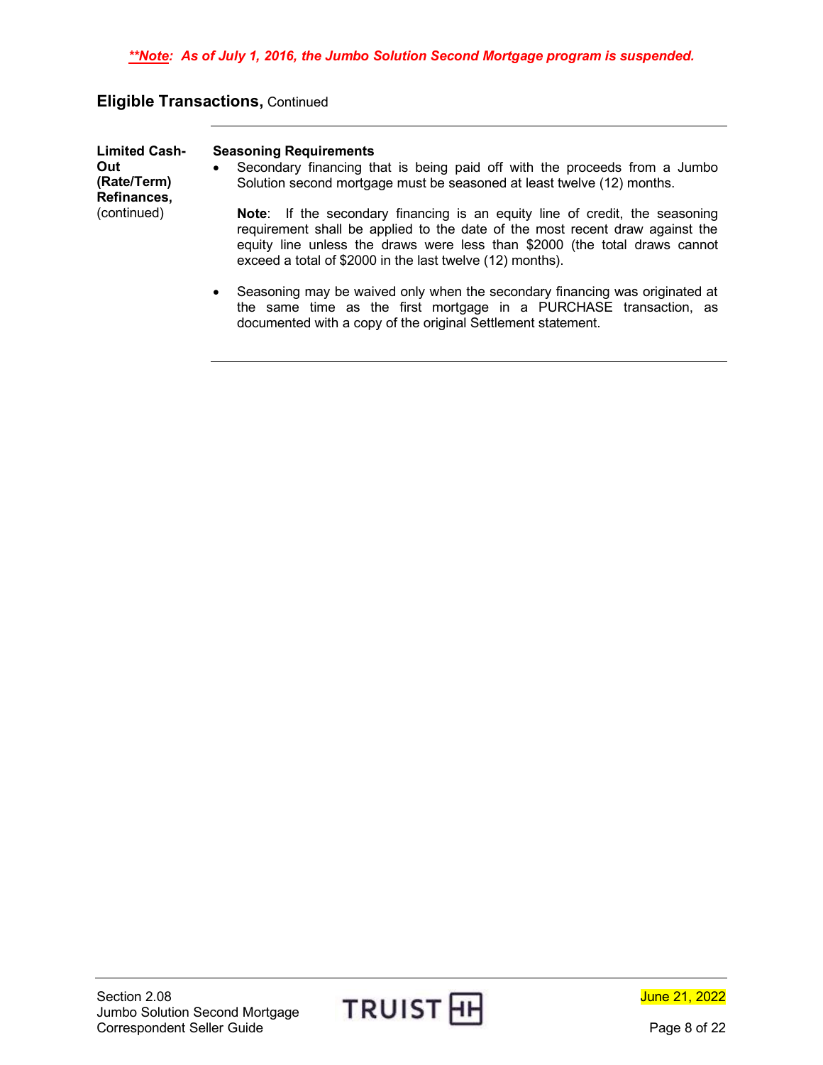***Note*: As of July 1, 2016, the Jumbo Solution Second Mortgage program is suspended.**

## Eligible Transactions, Continued

**Limited Cash-Out (Rate/Term) Refinances,** (continued)

**Seasoning Requirements**

- Secondary financing that is being paid off with the proceeds from a Jumbo Solution second mortgage must be seasoned at least twelve (12) months.

  **Note**: If the secondary financing is an equity line of credit, the seasoning requirement shall be applied to the date of the most recent draw against the equity line unless the draws were less than $2000 (the total draws cannot exceed a total of $2000 in the last twelve (12) months).

- Seasoning may be waived only when the secondary financing was originated at the same time as the first mortgage in a PURCHASE transaction, as documented with a copy of the original Settlement statement.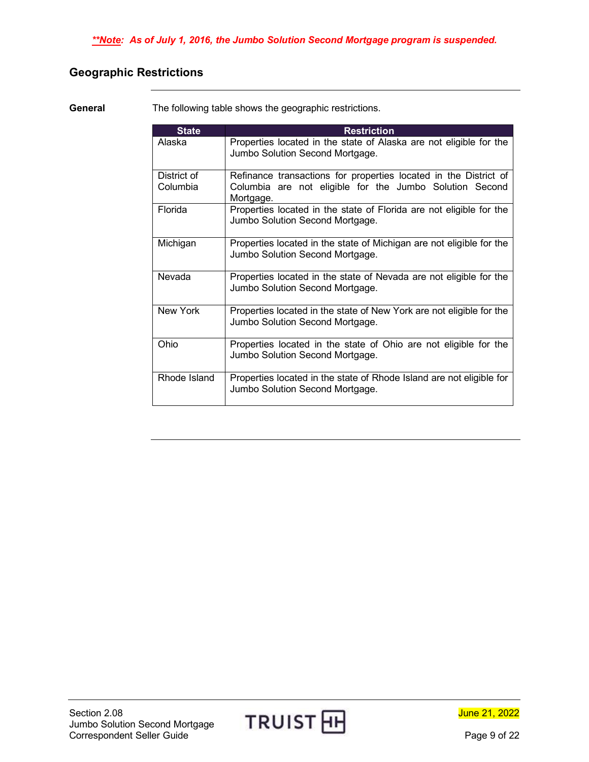***Note**: As of July 1, 2016, the Jumbo Solution Second Mortgage program is suspended.*

## Geographic Restrictions

**General**

The following table shows the geographic restrictions.

| State | Restriction |
| --- | --- |
| Alaska | Properties located in the state of Alaska are not eligible for the Jumbo Solution Second Mortgage. |
| District of Columbia | Refinance transactions for properties located in the District of Columbia are not eligible for the Jumbo Solution Second Mortgage. |
| Florida | Properties located in the state of Florida are not eligible for the Jumbo Solution Second Mortgage. |
| Michigan | Properties located in the state of Michigan are not eligible for the Jumbo Solution Second Mortgage. |
| Nevada | Properties located in the state of Nevada are not eligible for the Jumbo Solution Second Mortgage. |
| New York | Properties located in the state of New York are not eligible for the Jumbo Solution Second Mortgage. |
| Ohio | Properties located in the state of Ohio are not eligible for the Jumbo Solution Second Mortgage. |
| Rhode Island | Properties located in the state of Rhode Island are not eligible for Jumbo Solution Second Mortgage. |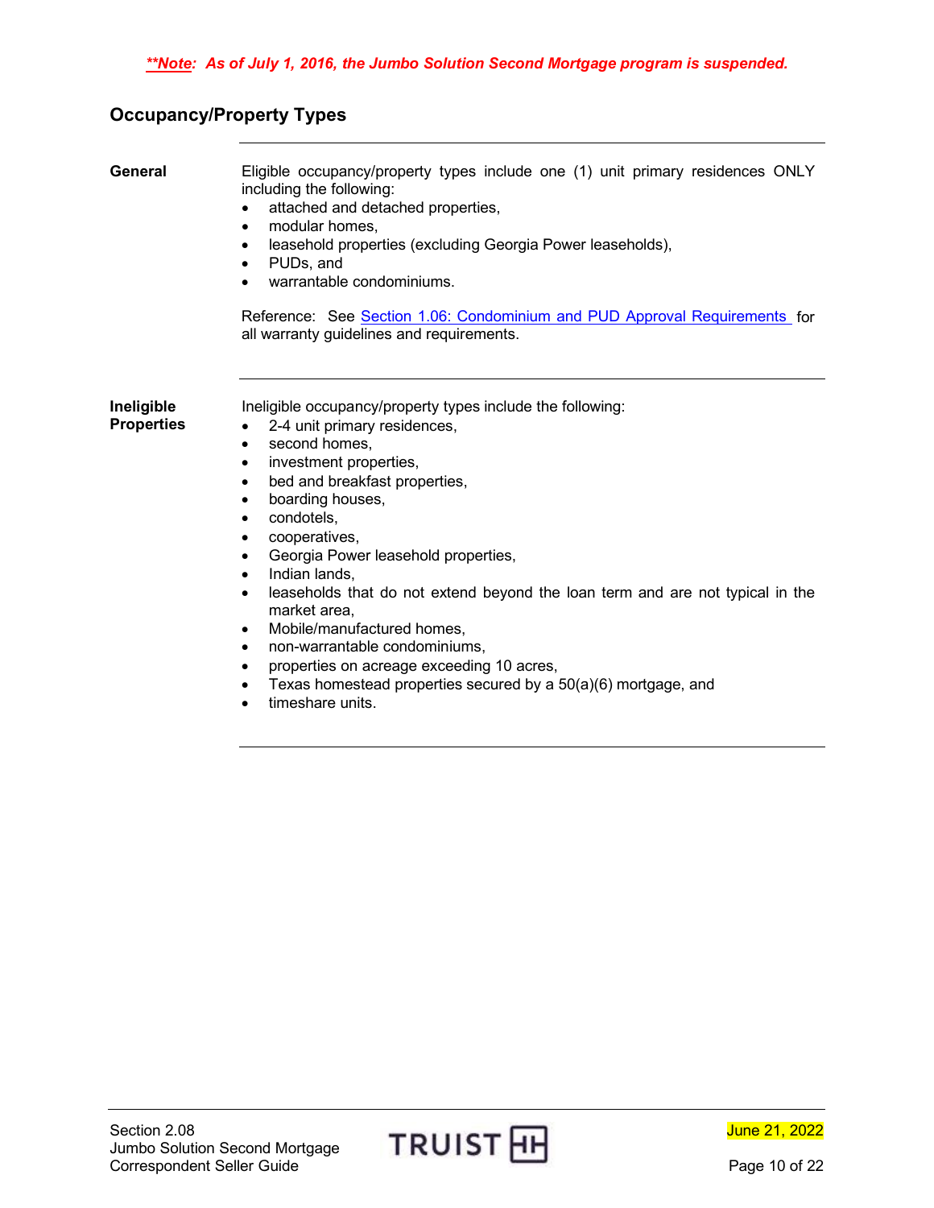***Note**: As of July 1, 2016, the Jumbo Solution Second Mortgage program is suspended.*

## Occupancy/Property Types

**General**

Eligible occupancy/property types include one (1) unit primary residences ONLY including the following:

- attached and detached properties,
- modular homes,
- leasehold properties (excluding Georgia Power leaseholds),
- PUDs, and
- warrantable condominiums.

Reference: See Section 1.06: Condominium and PUD Approval Requirements for all warranty guidelines and requirements.

**Ineligible Properties**

Ineligible occupancy/property types include the following:

- 2-4 unit primary residences,
- second homes,
- investment properties,
- bed and breakfast properties,
- boarding houses,
- condotels,
- cooperatives,
- Georgia Power leasehold properties,
- Indian lands,
- leaseholds that do not extend beyond the loan term and are not typical in the market area,
- Mobile/manufactured homes,
- non-warrantable condominiums,
- properties on acreage exceeding 10 acres,
- Texas homestead properties secured by a 50(a)(6) mortgage, and
- timeshare units.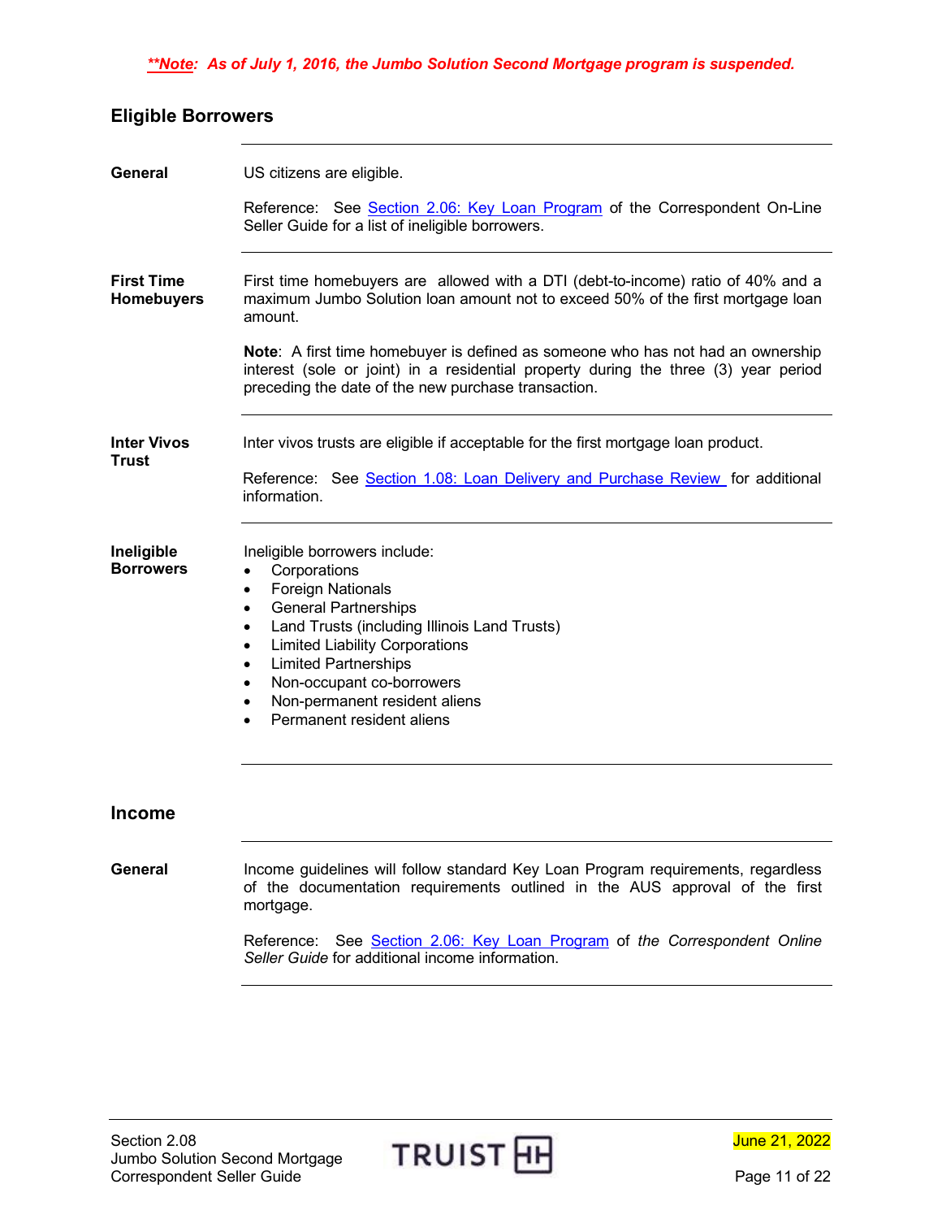***Note**: As of July 1, 2016, the Jumbo Solution Second Mortgage program is suspended.*

## Eligible Borrowers

| | |
|---|---|
| **General** | US citizens are eligible.<br><br>Reference: See Section 2.06: Key Loan Program of the Correspondent On-Line Seller Guide for a list of ineligible borrowers. |
| **First Time Homebuyers** | First time homebuyers are allowed with a DTI (debt-to-income) ratio of 40% and a maximum Jumbo Solution loan amount not to exceed 50% of the first mortgage loan amount.<br><br>**Note**: A first time homebuyer is defined as someone who has not had an ownership interest (sole or joint) in a residential property during the three (3) year period preceding the date of the new purchase transaction. |
| **Inter Vivos Trust** | Inter vivos trusts are eligible if acceptable for the first mortgage loan product.<br><br>Reference: See Section 1.08: Loan Delivery and Purchase Review for additional information. |
| **Ineligible Borrowers** | Ineligible borrowers include:<br>• Corporations<br>• Foreign Nationals<br>• General Partnerships<br>• Land Trusts (including Illinois Land Trusts)<br>• Limited Liability Corporations<br>• Limited Partnerships<br>• Non-occupant co-borrowers<br>• Non-permanent resident aliens<br>• Permanent resident aliens |

## Income

| | |
|---|---|
| **General** | Income guidelines will follow standard Key Loan Program requirements, regardless of the documentation requirements outlined in the AUS approval of the first mortgage.<br><br>Reference: See Section 2.06: Key Loan Program of *the Correspondent Online Seller Guide* for additional income information. |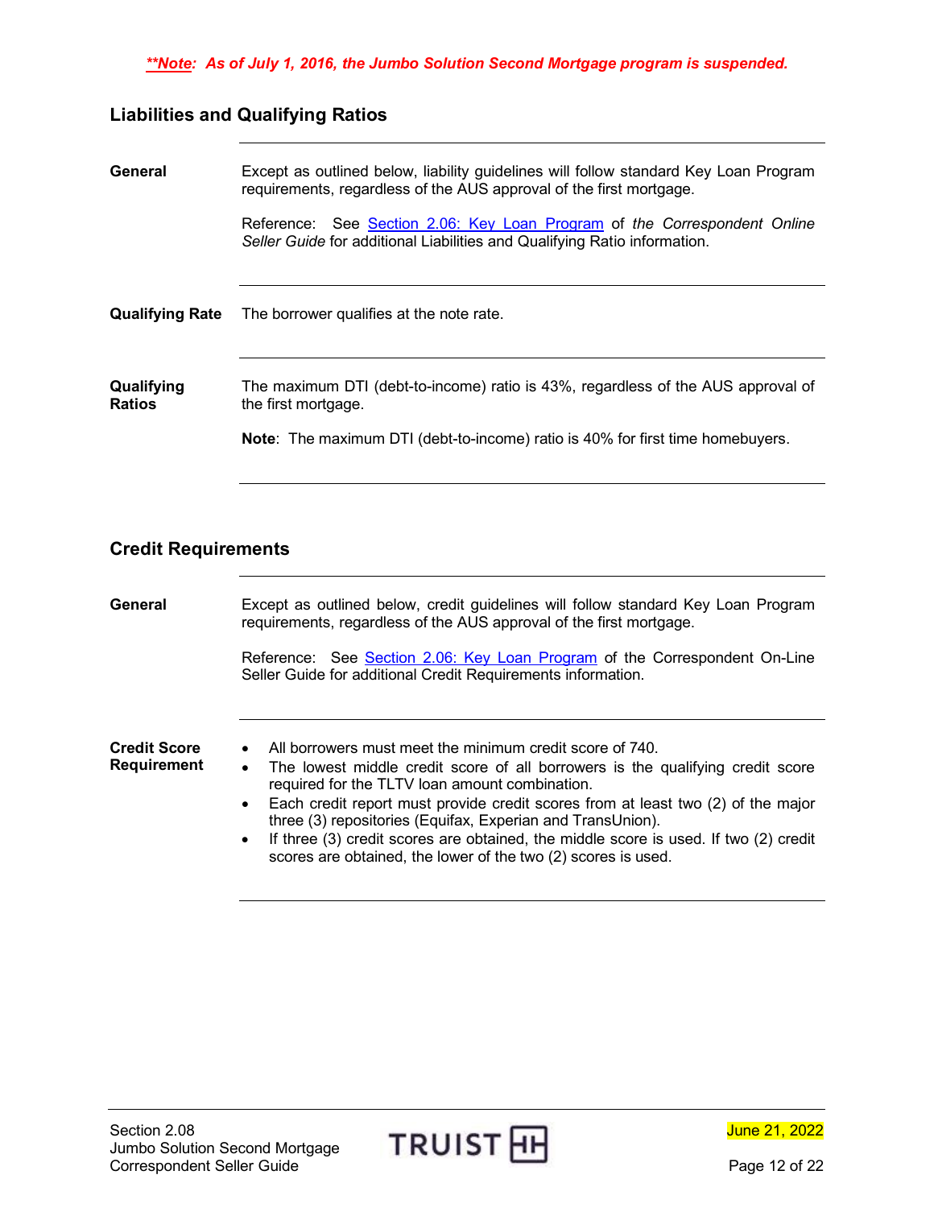***Note: As of July 1, 2016, the Jumbo Solution Second Mortgage program is suspended.***

## Liabilities and Qualifying Ratios

**General**

Except as outlined below, liability guidelines will follow standard Key Loan Program requirements, regardless of the AUS approval of the first mortgage.

Reference: See Section 2.06: Key Loan Program of *the Correspondent Online Seller Guide* for additional Liabilities and Qualifying Ratio information.

**Qualifying Rate**

The borrower qualifies at the note rate.

**Qualifying Ratios**

The maximum DTI (debt-to-income) ratio is 43%, regardless of the AUS approval of the first mortgage.

**Note**: The maximum DTI (debt-to-income) ratio is 40% for first time homebuyers.

## Credit Requirements

**General**

Except as outlined below, credit guidelines will follow standard Key Loan Program requirements, regardless of the AUS approval of the first mortgage.

Reference: See Section 2.06: Key Loan Program of the Correspondent On-Line Seller Guide for additional Credit Requirements information.

**Credit Score Requirement**

- All borrowers must meet the minimum credit score of 740.
- The lowest middle credit score of all borrowers is the qualifying credit score required for the TLTV loan amount combination.
- Each credit report must provide credit scores from at least two (2) of the major three (3) repositories (Equifax, Experian and TransUnion).
- If three (3) credit scores are obtained, the middle score is used. If two (2) credit scores are obtained, the lower of the two (2) scores is used.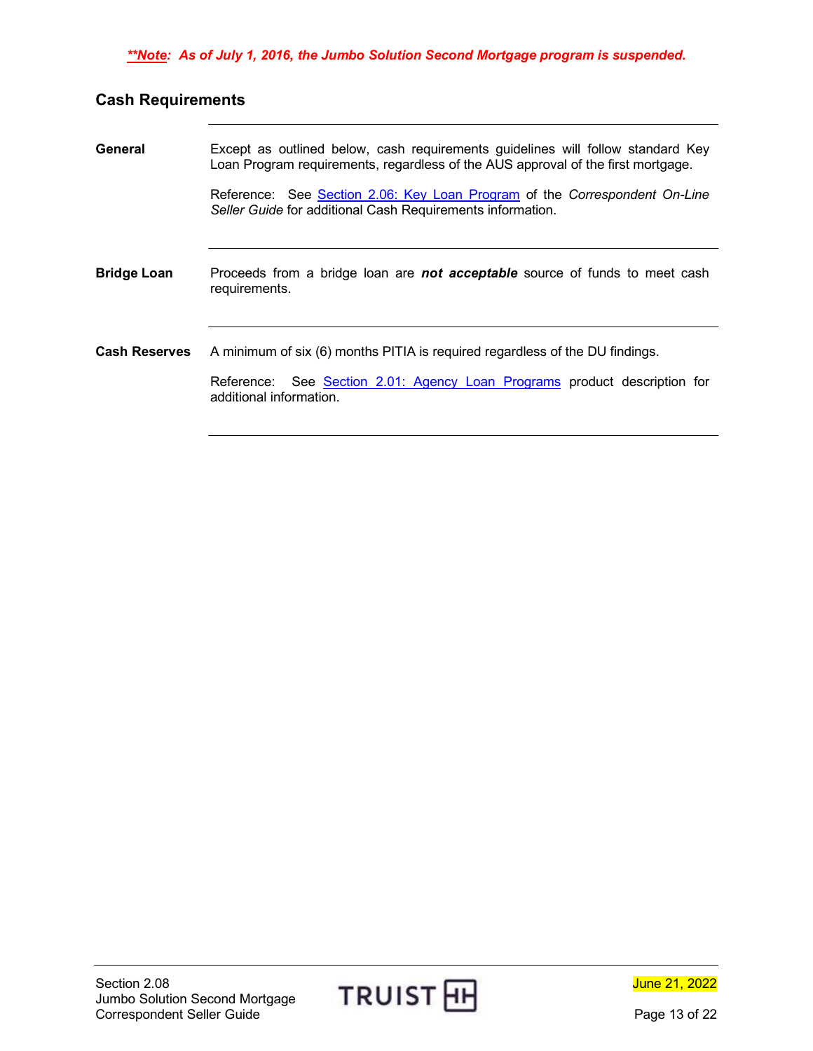***Note**: *As of July 1, 2016, the Jumbo Solution Second Mortgage program is suspended.***

## Cash Requirements

**General**

Except as outlined below, cash requirements guidelines will follow standard Key Loan Program requirements, regardless of the AUS approval of the first mortgage.

Reference: See Section 2.06: Key Loan Program of the *Correspondent On-Line Seller Guide* for additional Cash Requirements information.

**Bridge Loan**

Proceeds from a bridge loan are ***not acceptable*** source of funds to meet cash requirements.

**Cash Reserves**

A minimum of six (6) months PITIA is required regardless of the DU findings.

Reference: See Section 2.01: Agency Loan Programs product description for additional information.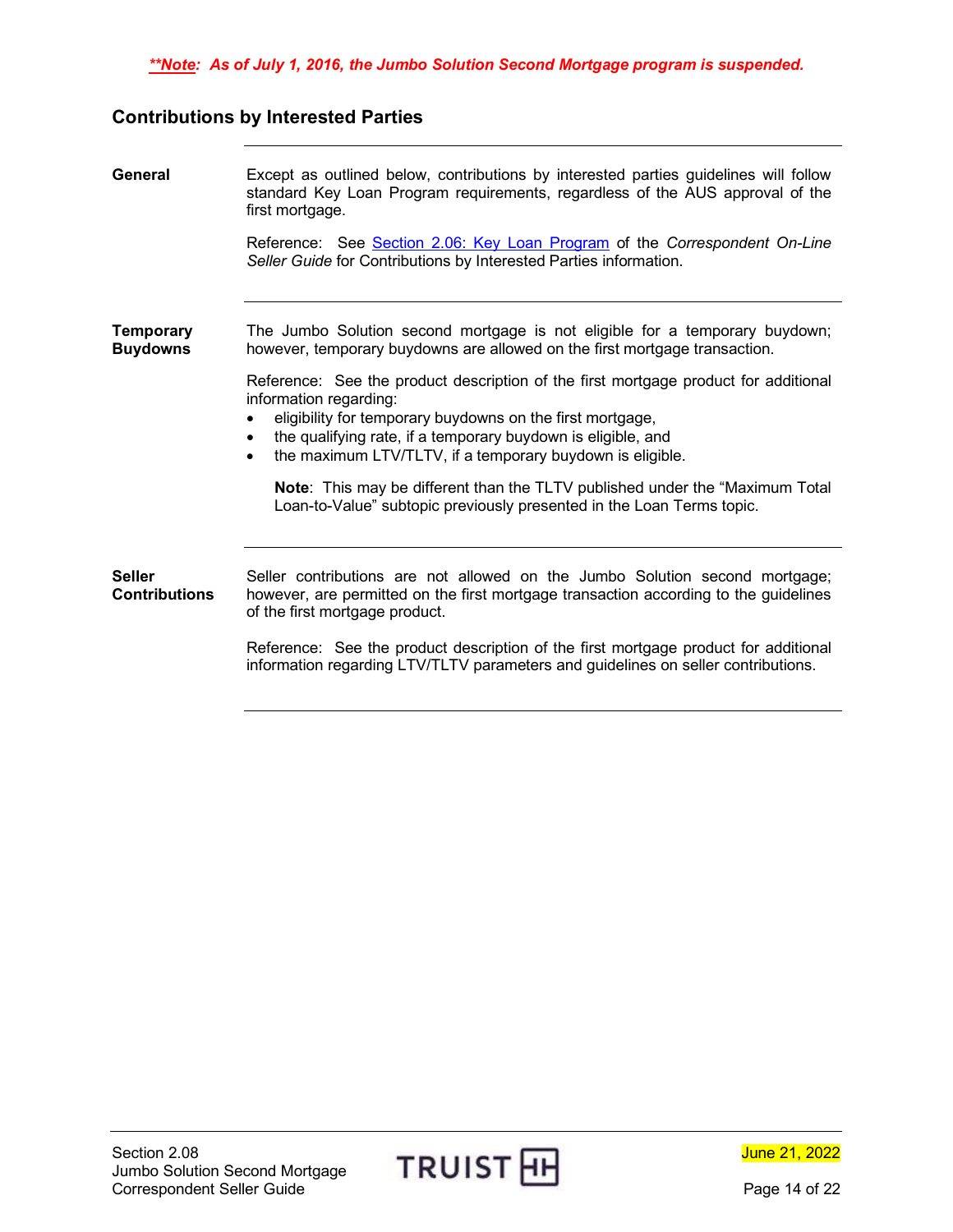***Note*: As of July 1, 2016, the Jumbo Solution Second Mortgage program is suspended.**

## Contributions by Interested Parties

**General**

Except as outlined below, contributions by interested parties guidelines will follow standard Key Loan Program requirements, regardless of the AUS approval of the first mortgage.

Reference: See Section 2.06: Key Loan Program of the *Correspondent On-Line Seller Guide* for Contributions by Interested Parties information.

**Temporary Buydowns**

The Jumbo Solution second mortgage is not eligible for a temporary buydown; however, temporary buydowns are allowed on the first mortgage transaction.

Reference: See the product description of the first mortgage product for additional information regarding:

- eligibility for temporary buydowns on the first mortgage,
- the qualifying rate, if a temporary buydown is eligible, and
- the maximum LTV/TLTV, if a temporary buydown is eligible.

  **Note**: This may be different than the TLTV published under the "Maximum Total Loan-to-Value" subtopic previously presented in the Loan Terms topic.

**Seller Contributions**

Seller contributions are not allowed on the Jumbo Solution second mortgage; however, are permitted on the first mortgage transaction according to the guidelines of the first mortgage product.

Reference: See the product description of the first mortgage product for additional information regarding LTV/TLTV parameters and guidelines on seller contributions.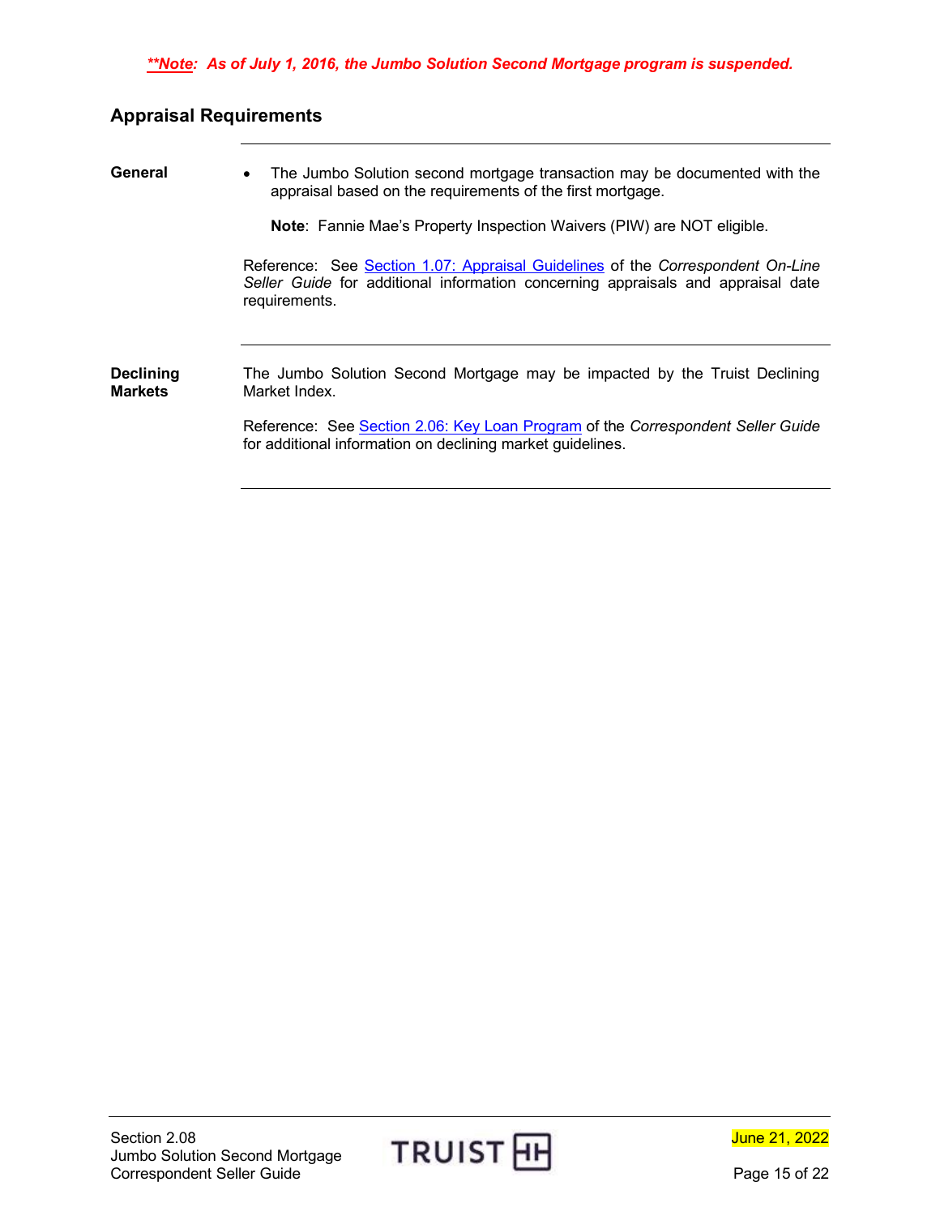***Note: As of July 1, 2016, the Jumbo Solution Second Mortgage program is suspended.***

## Appraisal Requirements

**General**

- The Jumbo Solution second mortgage transaction may be documented with the appraisal based on the requirements of the first mortgage.

  **Note**: Fannie Mae's Property Inspection Waivers (PIW) are NOT eligible.

Reference: See Section 1.07: Appraisal Guidelines of the *Correspondent On-Line Seller Guide* for additional information concerning appraisals and appraisal date requirements.

**Declining Markets**

The Jumbo Solution Second Mortgage may be impacted by the Truist Declining Market Index.

Reference: See Section 2.06: Key Loan Program of the *Correspondent Seller Guide* for additional information on declining market guidelines.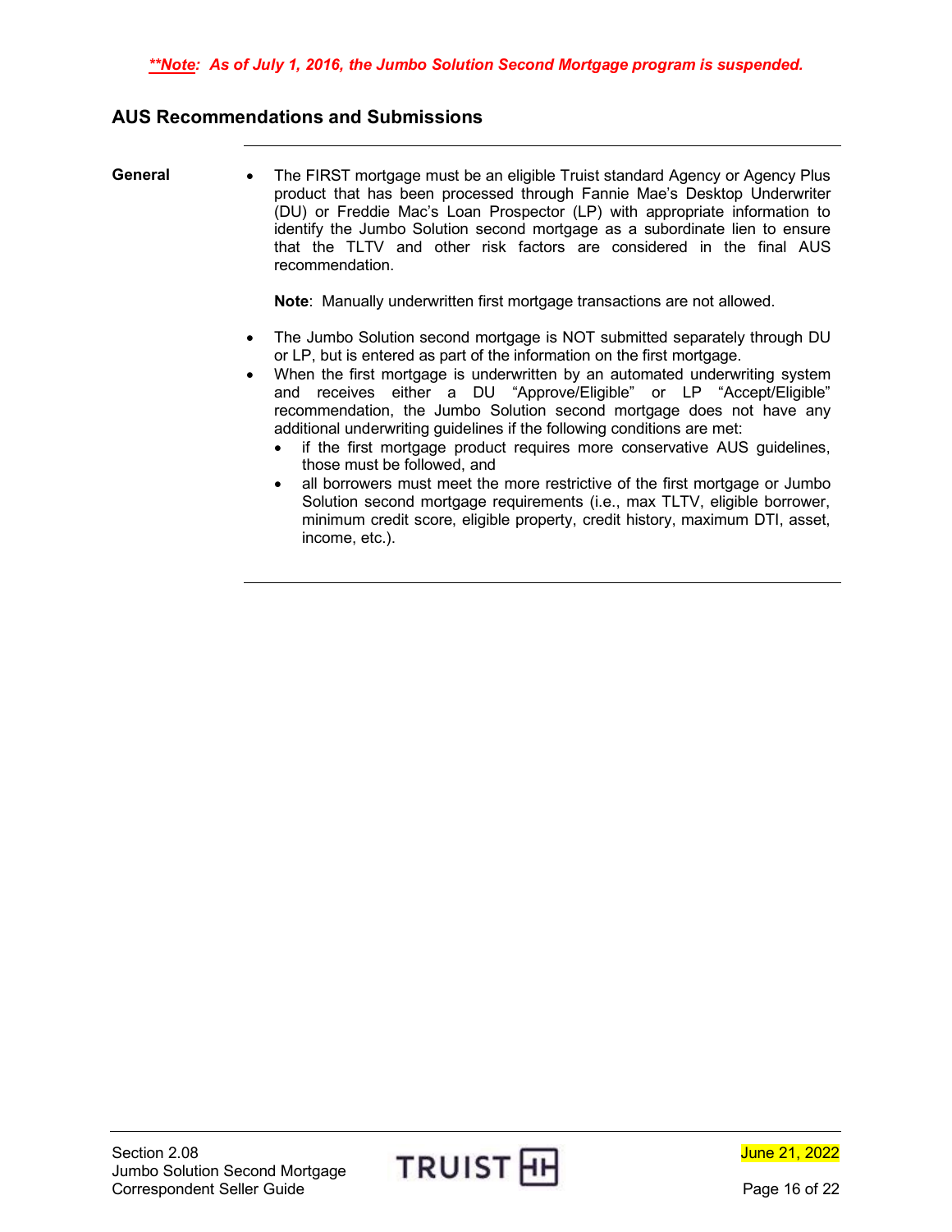***Note*: As of July 1, 2016, the Jumbo Solution Second Mortgage program is suspended.**

## AUS Recommendations and Submissions

**General**

- The FIRST mortgage must be an eligible Truist standard Agency or Agency Plus product that has been processed through Fannie Mae's Desktop Underwriter (DU) or Freddie Mac's Loan Prospector (LP) with appropriate information to identify the Jumbo Solution second mortgage as a subordinate lien to ensure that the TLTV and other risk factors are considered in the final AUS recommendation.

  **Note**: Manually underwritten first mortgage transactions are not allowed.

- The Jumbo Solution second mortgage is NOT submitted separately through DU or LP, but is entered as part of the information on the first mortgage.
- When the first mortgage is underwritten by an automated underwriting system and receives either a DU "Approve/Eligible" or LP "Accept/Eligible" recommendation, the Jumbo Solution second mortgage does not have any additional underwriting guidelines if the following conditions are met:
  - if the first mortgage product requires more conservative AUS guidelines, those must be followed, and
  - all borrowers must meet the more restrictive of the first mortgage or Jumbo Solution second mortgage requirements (i.e., max TLTV, eligible borrower, minimum credit score, eligible property, credit history, maximum DTI, asset, income, etc.).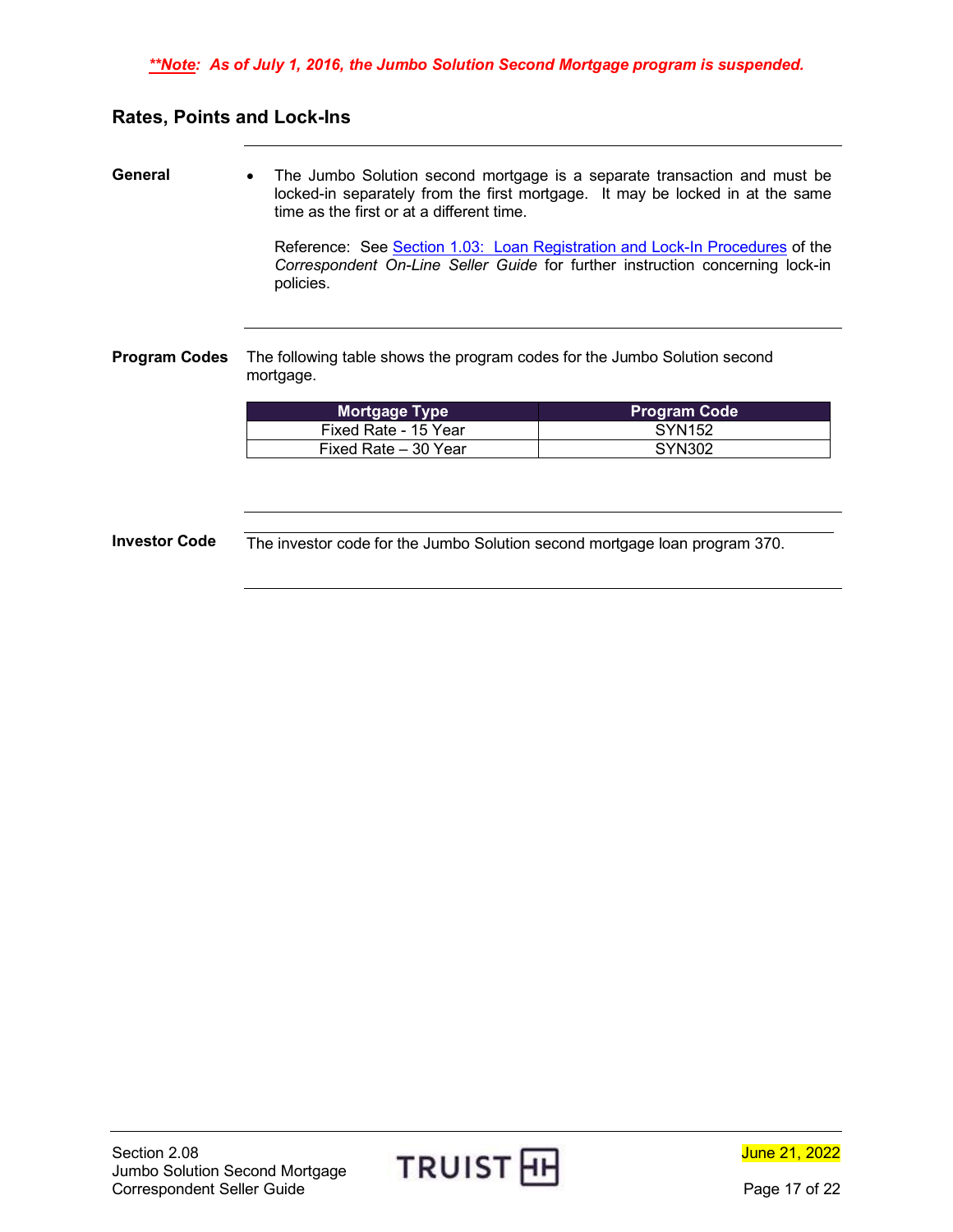***Note: As of July 1, 2016, the Jumbo Solution Second Mortgage program is suspended.***

## Rates, Points and Lock-Ins

**General**

- The Jumbo Solution second mortgage is a separate transaction and must be locked-in separately from the first mortgage. It may be locked in at the same time as the first or at a different time.

  Reference: See Section 1.03: Loan Registration and Lock-In Procedures of the *Correspondent On-Line Seller Guide* for further instruction concerning lock-in policies.

**Program Codes**

The following table shows the program codes for the Jumbo Solution second mortgage.

| Mortgage Type | Program Code |
|---|---|
| Fixed Rate - 15 Year | SYN152 |
| Fixed Rate – 30 Year | SYN302 |

**Investor Code**

The investor code for the Jumbo Solution second mortgage loan program 370.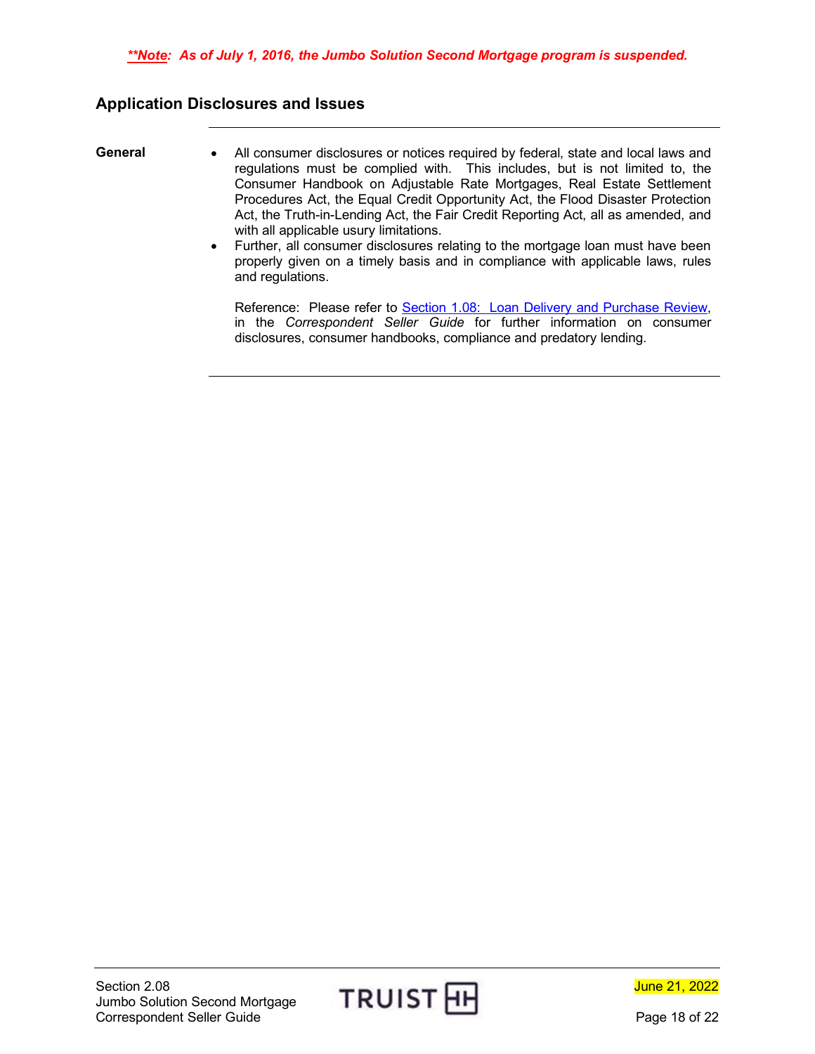***Note*: As of July 1, 2016, the Jumbo Solution Second Mortgage program is suspended.**

## Application Disclosures and Issues

**General**

- All consumer disclosures or notices required by federal, state and local laws and regulations must be complied with. This includes, but is not limited to, the Consumer Handbook on Adjustable Rate Mortgages, Real Estate Settlement Procedures Act, the Equal Credit Opportunity Act, the Flood Disaster Protection Act, the Truth-in-Lending Act, the Fair Credit Reporting Act, all as amended, and with all applicable usury limitations.
- Further, all consumer disclosures relating to the mortgage loan must have been properly given on a timely basis and in compliance with applicable laws, rules and regulations.

Reference: Please refer to Section 1.08: Loan Delivery and Purchase Review, in the *Correspondent Seller Guide* for further information on consumer disclosures, consumer handbooks, compliance and predatory lending.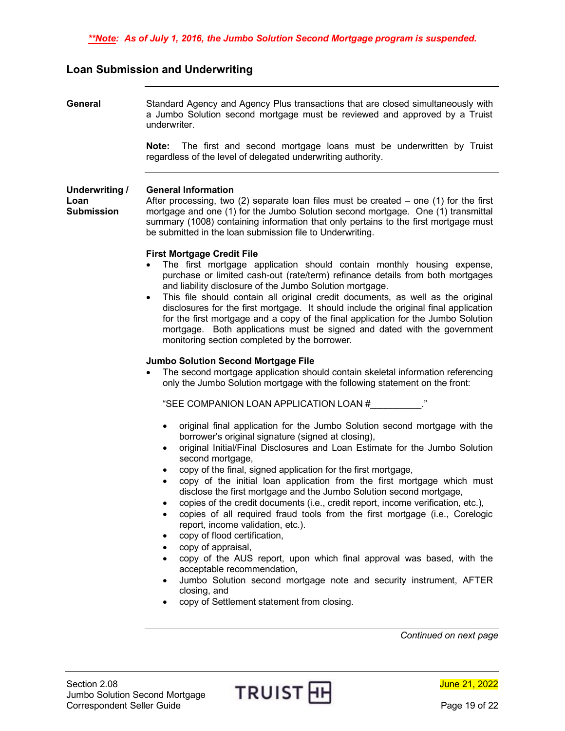***Note**: As of July 1, 2016, the Jumbo Solution Second Mortgage program is suspended.*

## Loan Submission and Underwriting

**General**

Standard Agency and Agency Plus transactions that are closed simultaneously with a Jumbo Solution second mortgage must be reviewed and approved by a Truist underwriter.

**Note:** The first and second mortgage loans must be underwritten by Truist regardless of the level of delegated underwriting authority.

**Underwriting / Loan Submission**

**General Information**
After processing, two (2) separate loan files must be created – one (1) for the first mortgage and one (1) for the Jumbo Solution second mortgage. One (1) transmittal summary (1008) containing information that only pertains to the first mortgage must be submitted in the loan submission file to Underwriting.

**First Mortgage Credit File**

- The first mortgage application should contain monthly housing expense, purchase or limited cash-out (rate/term) refinance details from both mortgages and liability disclosure of the Jumbo Solution mortgage.
- This file should contain all original credit documents, as well as the original disclosures for the first mortgage. It should include the original final application for the first mortgage and a copy of the final application for the Jumbo Solution mortgage. Both applications must be signed and dated with the government monitoring section completed by the borrower.

**Jumbo Solution Second Mortgage File**

- The second mortgage application should contain skeletal information referencing only the Jumbo Solution mortgage with the following statement on the front:

  "SEE COMPANION LOAN APPLICATION LOAN #__________."

  - original final application for the Jumbo Solution second mortgage with the borrower's original signature (signed at closing),
  - original Initial/Final Disclosures and Loan Estimate for the Jumbo Solution second mortgage,
  - copy of the final, signed application for the first mortgage,
  - copy of the initial loan application from the first mortgage which must disclose the first mortgage and the Jumbo Solution second mortgage,
  - copies of the credit documents (i.e., credit report, income verification, etc.),
  - copies of all required fraud tools from the first mortgage (i.e., Corelogic report, income validation, etc.).
  - copy of flood certification,
  - copy of appraisal,
  - copy of the AUS report, upon which final approval was based, with the acceptable recommendation,
  - Jumbo Solution second mortgage note and security instrument, AFTER closing, and
  - copy of Settlement statement from closing.

*Continued on next page*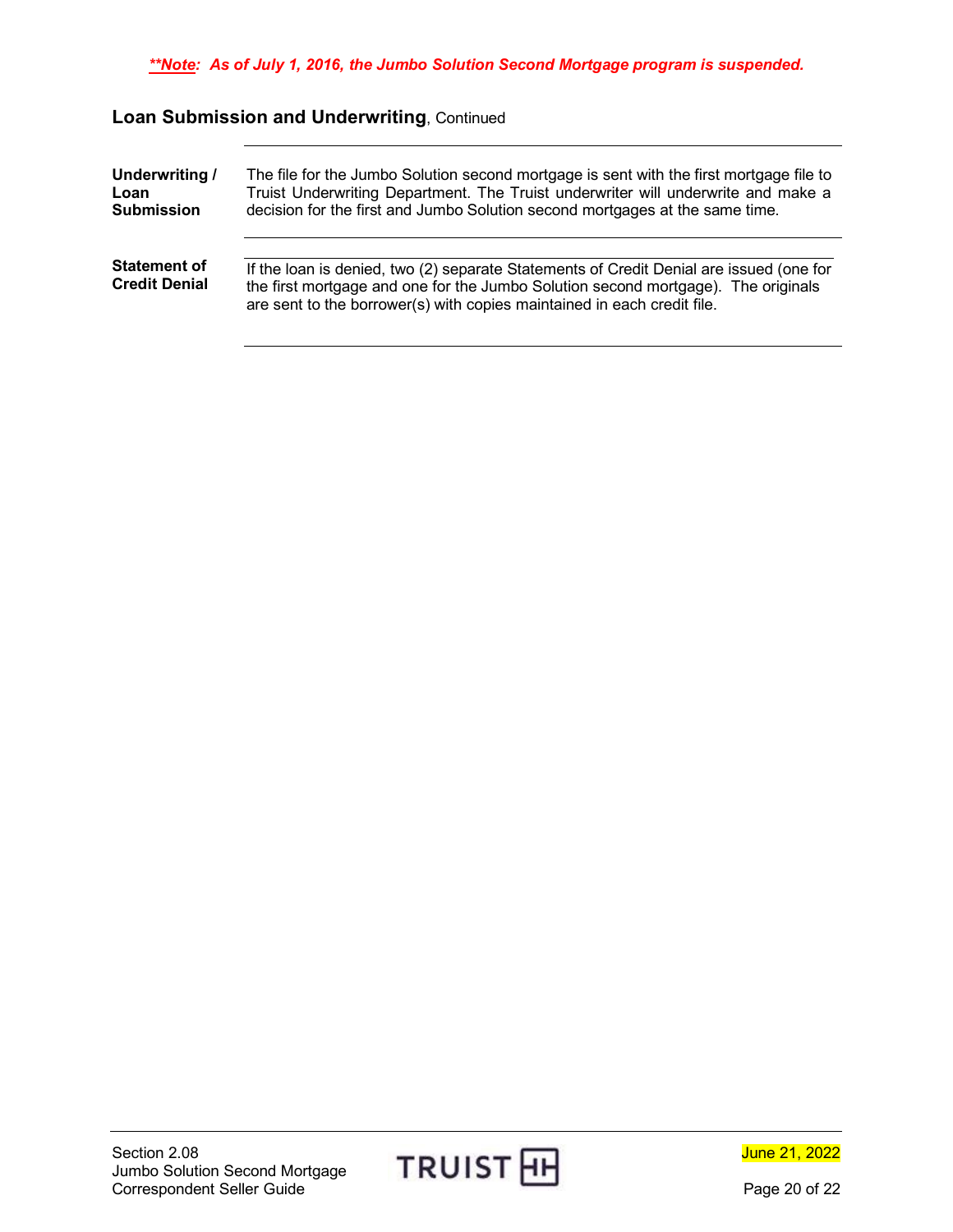***Note: As of July 1, 2016, the Jumbo Solution Second Mortgage program is suspended.***

## Loan Submission and Underwriting, Continued

| | |
|---|---|
| **Underwriting / Loan Submission** | The file for the Jumbo Solution second mortgage is sent with the first mortgage file to Truist Underwriting Department. The Truist underwriter will underwrite and make a decision for the first and Jumbo Solution second mortgages at the same time. |
| **Statement of Credit Denial** | If the loan is denied, two (2) separate Statements of Credit Denial are issued (one for the first mortgage and one for the Jumbo Solution second mortgage). The originals are sent to the borrower(s) with copies maintained in each credit file. |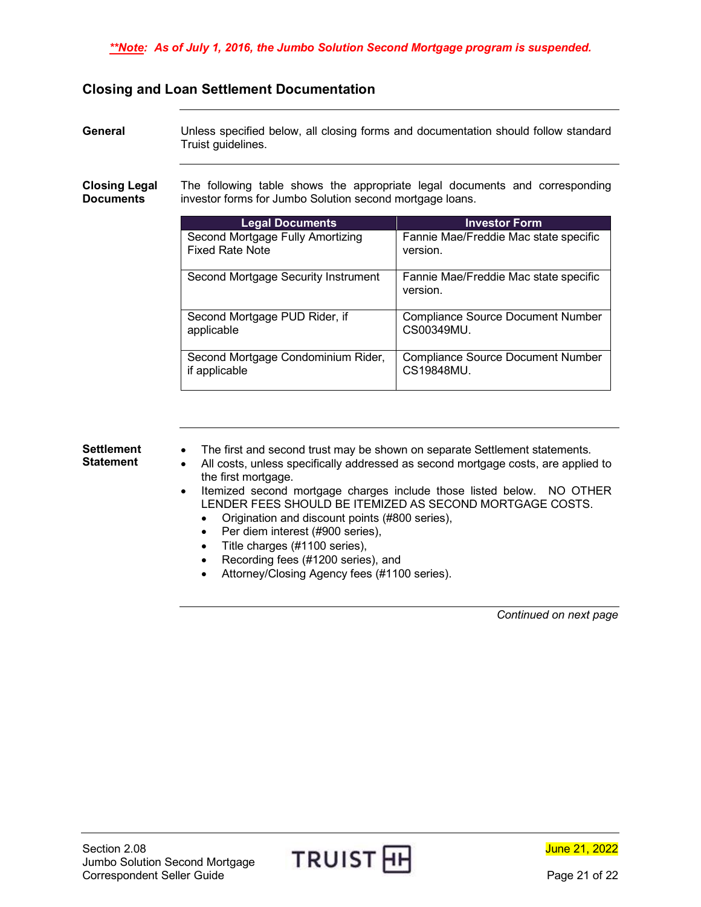***Note*: As of July 1, 2016, the Jumbo Solution Second Mortgage program is suspended.**

## Closing and Loan Settlement Documentation

**General**

Unless specified below, all closing forms and documentation should follow standard Truist guidelines.

**Closing Legal Documents**

The following table shows the appropriate legal documents and corresponding investor forms for Jumbo Solution second mortgage loans.

| Legal Documents | Investor Form |
|---|---|
| Second Mortgage Fully Amortizing Fixed Rate Note | Fannie Mae/Freddie Mac state specific version. |
| Second Mortgage Security Instrument | Fannie Mae/Freddie Mac state specific version. |
| Second Mortgage PUD Rider, if applicable | Compliance Source Document Number CS00349MU. |
| Second Mortgage Condominium Rider, if applicable | Compliance Source Document Number CS19848MU. |

**Settlement Statement**

- The first and second trust may be shown on separate Settlement statements.
- All costs, unless specifically addressed as second mortgage costs, are applied to the first mortgage.
- Itemized second mortgage charges include those listed below. NO OTHER LENDER FEES SHOULD BE ITEMIZED AS SECOND MORTGAGE COSTS.
  - Origination and discount points (#800 series),
  - Per diem interest (#900 series),
  - Title charges (#1100 series),
  - Recording fees (#1200 series), and
  - Attorney/Closing Agency fees (#1100 series).

*Continued on next page*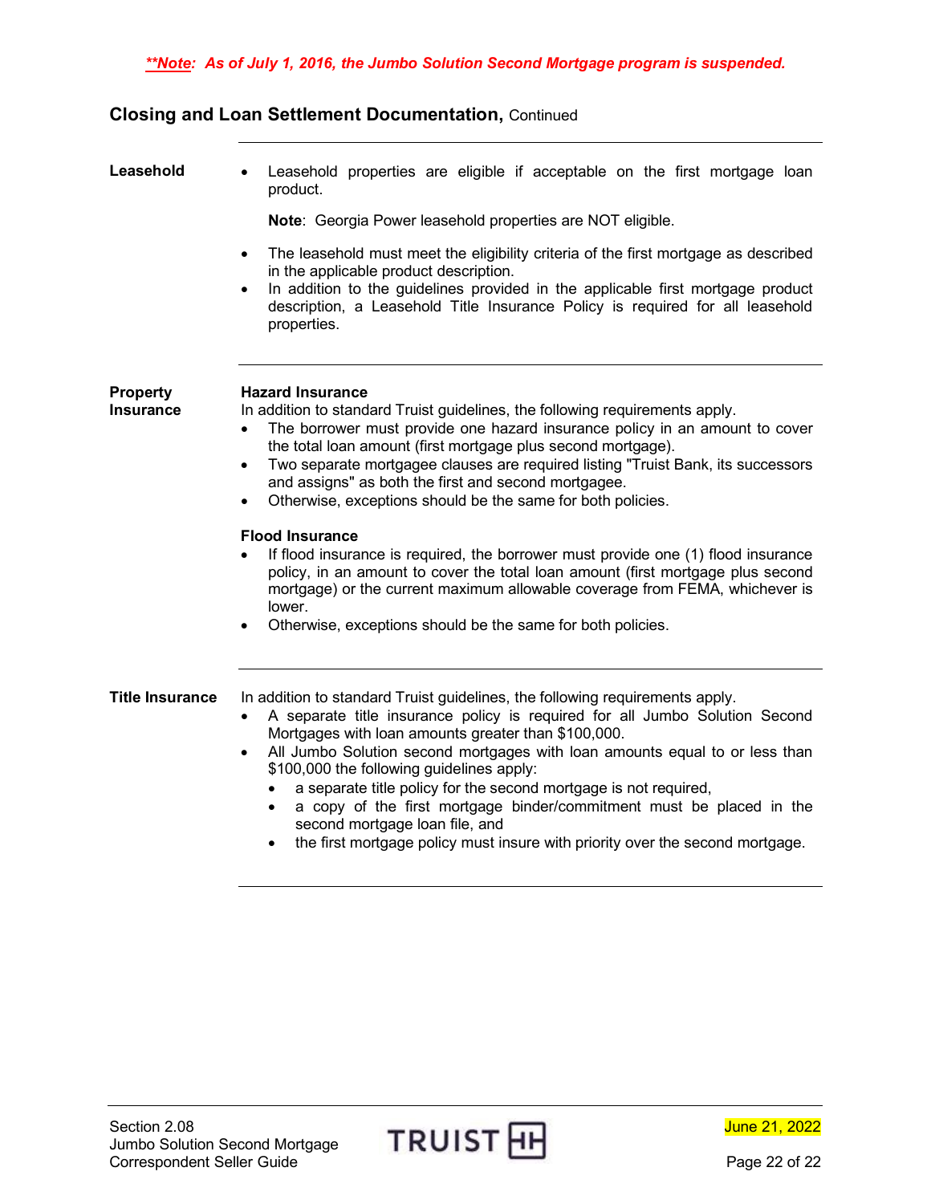***Note*: As of July 1, 2016, the Jumbo Solution Second Mortgage program is suspended.**

## Closing and Loan Settlement Documentation, Continued

| | |
|---|---|
| **Leasehold** | • Leasehold properties are eligible if acceptable on the first mortgage loan product.<br><br>**Note**: Georgia Power leasehold properties are NOT eligible.<br><br>• The leasehold must meet the eligibility criteria of the first mortgage as described in the applicable product description.<br>• In addition to the guidelines provided in the applicable first mortgage product description, a Leasehold Title Insurance Policy is required for all leasehold properties. |
| **Property Insurance** | **Hazard Insurance**<br>In addition to standard Truist guidelines, the following requirements apply.<br>• The borrower must provide one hazard insurance policy in an amount to cover the total loan amount (first mortgage plus second mortgage).<br>• Two separate mortgagee clauses are required listing "Truist Bank, its successors and assigns" as both the first and second mortgagee.<br>• Otherwise, exceptions should be the same for both policies.<br><br>**Flood Insurance**<br>• If flood insurance is required, the borrower must provide one (1) flood insurance policy, in an amount to cover the total loan amount (first mortgage plus second mortgage) or the current maximum allowable coverage from FEMA, whichever is lower.<br>• Otherwise, exceptions should be the same for both policies. |
| **Title Insurance** | In addition to standard Truist guidelines, the following requirements apply.<br>• A separate title insurance policy is required for all Jumbo Solution Second Mortgages with loan amounts greater than $100,000.<br>• All Jumbo Solution second mortgages with loan amounts equal to or less than $100,000 the following guidelines apply:<br>  ◦ a separate title policy for the second mortgage is not required,<br>  ◦ a copy of the first mortgage binder/commitment must be placed in the second mortgage loan file, and<br>  ◦ the first mortgage policy must insure with priority over the second mortgage. |